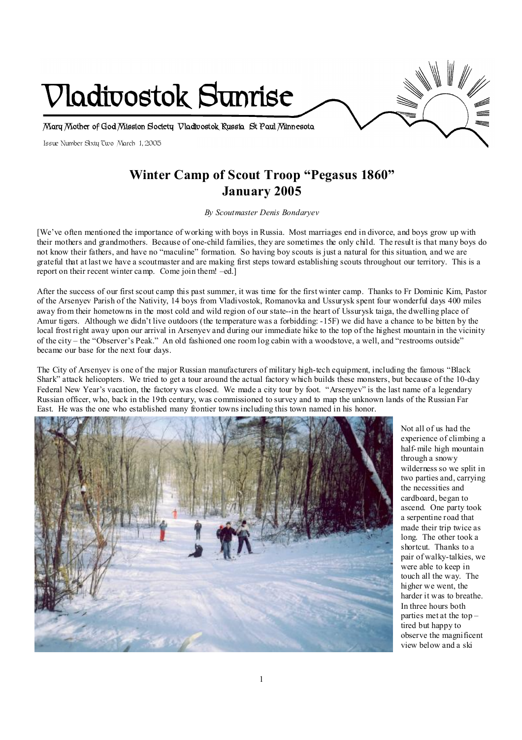# Vladivostok Sunrise

Mary Mother of God Mission Society Vladivostok Russia St Paul Minnesota

Issue Number Sixty Two March 1, 2005

## Winter Camp of Scout Troop "Pegasus 1860"
## January 2005

*By Scoutmaster Denis Bondaryev*

[We've often mentioned the importance of working with boys in Russia. Most marriages end in divorce, and boys grow up with their mothers and grandmothers. Because of one-child families, they are sometimes the only child. The result is that many boys do not know their fathers, and have no "maculine" formation. So having boy scouts is just a natural for this situation, and we are grateful that at last we have a scoutmaster and are making first steps toward establishing scouts throughout our territory. This is a report on their recent winter camp. Come join them! –ed.]

After the success of our first scout camp this past summer, it was time for the first winter camp. Thanks to Fr Dominic Kim, Pastor of the Arsenyev Parish of the Nativity, 14 boys from Vladivostok, Romanovka and Ussurysk spent four wonderful days 400 miles away from their hometowns in the most cold and wild region of our state--in the heart of Ussurysk taiga, the dwelling place of Amur tigers. Although we didn't live outdoors (the temperature was a forbidding: -15F) we did have a chance to be bitten by the local frost right away upon our arrival in Arsenyev and during our immediate hike to the top of the highest mountain in the vicinity of the city – the "Observer's Peak." An old fashioned one room log cabin with a woodstove, a well, and "restrooms outside" became our base for the next four days.

The City of Arsenyev is one of the major Russian manufacturers of military high-tech equipment, including the famous "Black Shark" attack helicopters. We tried to get a tour around the actual factory which builds these monsters, but because of the 10-day Federal New Year's vacation, the factory was closed. We made a city tour by foot. "Arsenyev" is the last name of a legendary Russian officer, who, back in the 19th century, was commissioned to survey and to map the unknown lands of the Russian Far East. He was the one who established many frontier towns including this town named in his honor.

Not all of us had the experience of climbing a half-mile high mountain through a snowy wilderness so we split in two parties and, carrying the necessities and cardboard, began to ascend. One party took a serpentine road that made their trip twice as long. The other took a shortcut. Thanks to a pair of walky-talkies, we were able to keep in touch all the way. The higher we went, the harder it was to breathe. In three hours both parties met at the top – tired but happy to observe the magnificent view below and a ski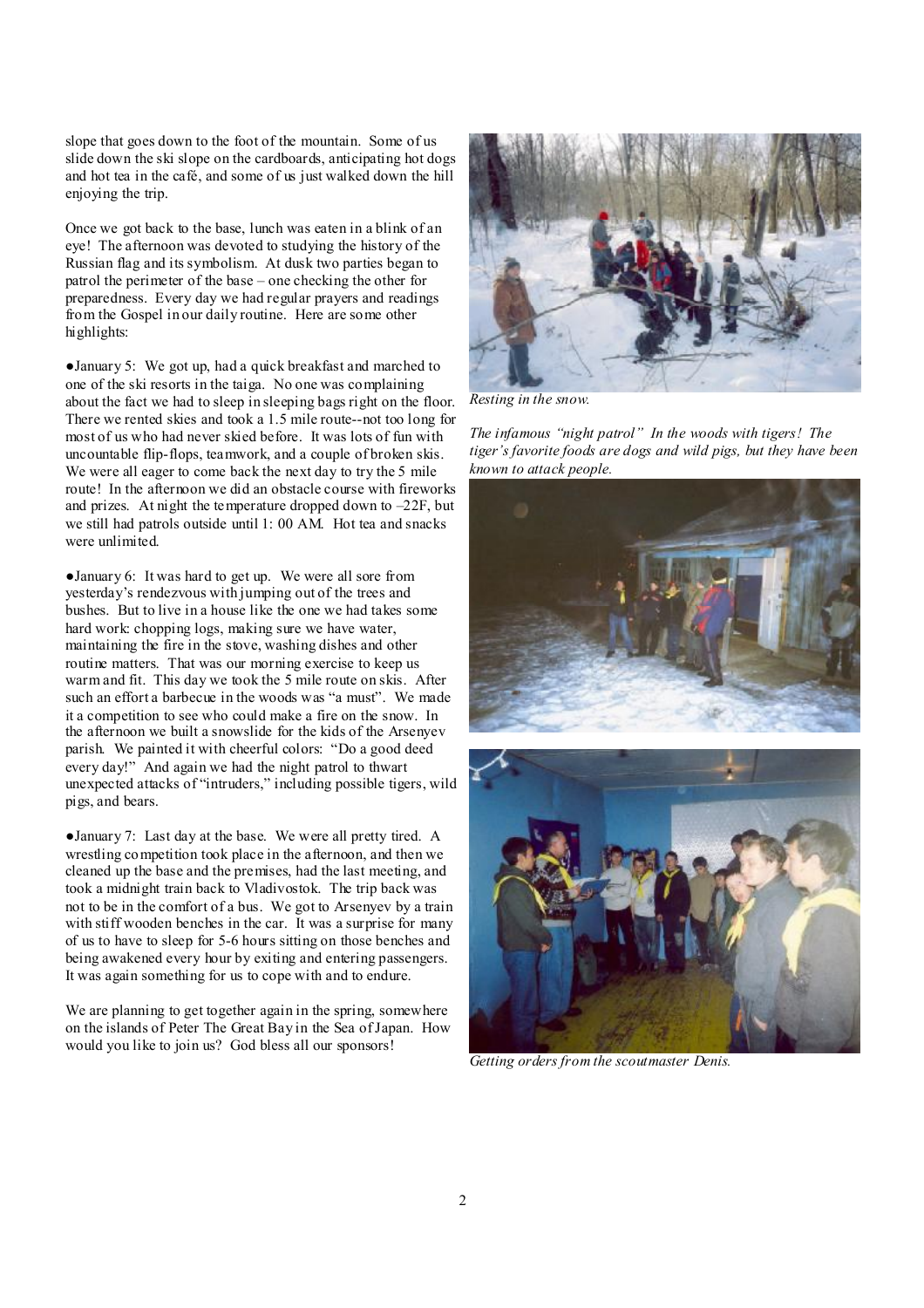slope that goes down to the foot of the mountain. Some of us slide down the ski slope on the cardboards, anticipating hot dogs and hot tea in the café, and some of us just walked down the hill enjoying the trip.

Once we got back to the base, lunch was eaten in a blink of an eye! The afternoon was devoted to studying the history of the Russian flag and its symbolism. At dusk two parties began to patrol the perimeter of the base – one checking the other for preparedness. Every day we had regular prayers and readings from the Gospel in our daily routine. Here are some other highlights:

●January 5: We got up, had a quick breakfast and marched to one of the ski resorts in the taiga. No one was complaining about the fact we had to sleep in sleeping bags right on the floor. There we rented skies and took a 1.5 mile route--not too long for most of us who had never skied before. It was lots of fun with uncountable flip-flops, teamwork, and a couple of broken skis. We were all eager to come back the next day to try the 5 mile route! In the afternoon we did an obstacle course with fireworks and prizes. At night the temperature dropped down to –22F, but we still had patrols outside until 1: 00 AM. Hot tea and snacks were unlimited.

●January 6: It was hard to get up. We were all sore from yesterday's rendezvous with jumping out of the trees and bushes. But to live in a house like the one we had takes some hard work: chopping logs, making sure we have water, maintaining the fire in the stove, washing dishes and other routine matters. That was our morning exercise to keep us warm and fit. This day we took the 5 mile route on skis. After such an effort a barbecue in the woods was "a must". We made it a competition to see who could make a fire on the snow. In the afternoon we built a snowslide for the kids of the Arsenyev parish. We painted it with cheerful colors: "Do a good deed every day!" And again we had the night patrol to thwart unexpected attacks of "intruders," including possible tigers, wild pigs, and bears.

●January 7: Last day at the base. We were all pretty tired. A wrestling competition took place in the afternoon, and then we cleaned up the base and the premises, had the last meeting, and took a midnight train back to Vladivostok. The trip back was not to be in the comfort of a bus. We got to Arsenyev by a train with stiff wooden benches in the car. It was a surprise for many of us to have to sleep for 5-6 hours sitting on those benches and being awakened every hour by exiting and entering passengers. It was again something for us to cope with and to endure.

We are planning to get together again in the spring, somewhere on the islands of Peter The Great Bay in the Sea of Japan. How would you like to join us? God bless all our sponsors!

*Resting in the snow.*

*The infamous "night patrol" In the woods with tigers! The tiger's favorite foods are dogs and wild pigs, but they have been known to attack people.*

*Getting orders from the scoutmaster Denis.*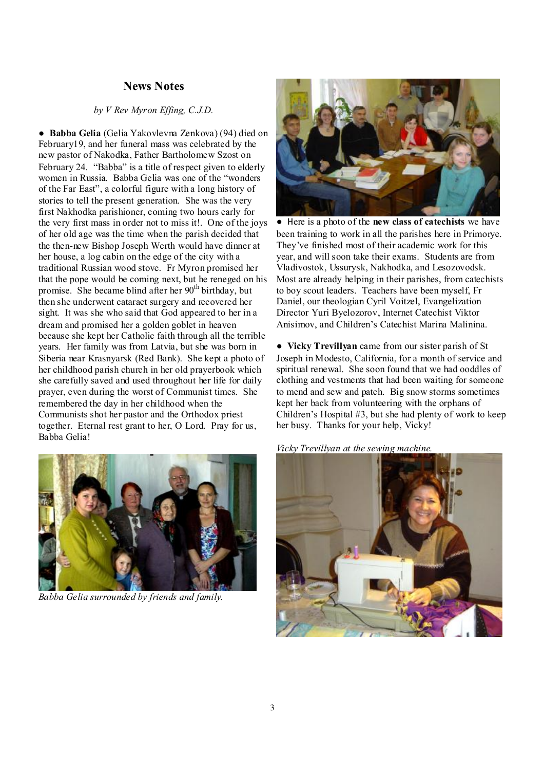## News Notes

*by V Rev Myron Effing, C.J.D.*

● **Babba Gelia** (Gelia Yakovlevna Zenkova) (94) died on February19, and her funeral mass was celebrated by the new pastor of Nakodka, Father Bartholomew Szost on February 24. "Babba" is a title of respect given to elderly women in Russia. Babba Gelia was one of the "wonders of the Far East", a colorful figure with a long history of stories to tell the present generation. She was the very first Nakhodka parishioner, coming two hours early for the very first mass in order not to miss it!. One of the joys of her old age was the time when the parish decided that the then-new Bishop Joseph Werth would have dinner at her house, a log cabin on the edge of the city with a traditional Russian wood stove. Fr Myron promised her that the pope would be coming next, but he reneged on his promise. She became blind after her 90th birthday, but then she underwent cataract surgery and recovered her sight. It was she who said that God appeared to her in a dream and promised her a golden goblet in heaven because she kept her Catholic faith through all the terrible years. Her family was from Latvia, but she was born in Siberia near Krasnyarsk (Red Bank). She kept a photo of her childhood parish church in her old prayerbook which she carefully saved and used throughout her life for daily prayer, even during the worst of Communist times. She remembered the day in her childhood when the Communists shot her pastor and the Orthodox priest together. Eternal rest grant to her, O Lord. Pray for us, Babba Gelia!

*Babba Gelia surrounded by friends and family.*

● Here is a photo of the **new class of catechists** we have been training to work in all the parishes here in Primorye. They've finished most of their academic work for this year, and will soon take their exams. Students are from Vladivostok, Ussurysk, Nakhodka, and Lesozovodsk. Most are already helping in their parishes, from catechists to boy scout leaders. Teachers have been myself, Fr Daniel, our theologian Cyril Voitzel, Evangelization Director Yuri Byelozorov, Internet Catechist Viktor Anisimov, and Children's Catechist Marina Malinina.

● **Vicky Trevillyan** came from our sister parish of St Joseph in Modesto, California, for a month of service and spiritual renewal. She soon found that we had ooddles of clothing and vestments that had been waiting for someone to mend and sew and patch. Big snow storms sometimes kept her back from volunteering with the orphans of Children's Hospital #3, but she had plenty of work to keep her busy. Thanks for your help, Vicky!

*Vicky Trevillyan at the sewing machine.*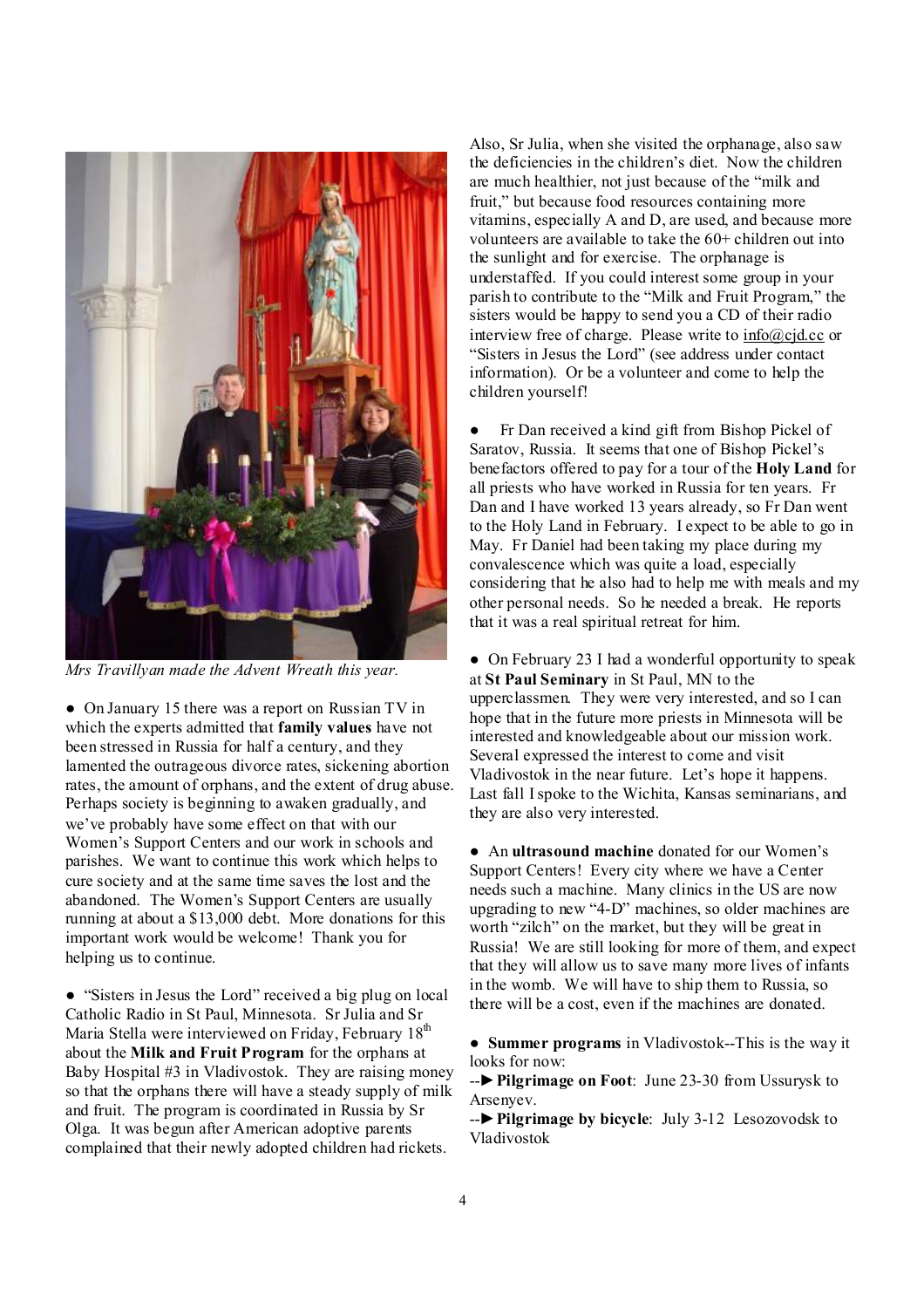*Mrs Travillyan made the Advent Wreath this year.*

● On January 15 there was a report on Russian TV in which the experts admitted that **family values** have not been stressed in Russia for half a century, and they lamented the outrageous divorce rates, sickening abortion rates, the amount of orphans, and the extent of drug abuse. Perhaps society is beginning to awaken gradually, and we've probably have some effect on that with our Women's Support Centers and our work in schools and parishes. We want to continue this work which helps to cure society and at the same time saves the lost and the abandoned. The Women's Support Centers are usually running at about a $13,000 debt. More donations for this important work would be welcome! Thank you for helping us to continue.

● "Sisters in Jesus the Lord" received a big plug on local Catholic Radio in St Paul, Minnesota. Sr Julia and Sr Maria Stella were interviewed on Friday, February 18th about the **Milk and Fruit Program** for the orphans at Baby Hospital #3 in Vladivostok. They are raising money so that the orphans there will have a steady supply of milk and fruit. The program is coordinated in Russia by Sr Olga. It was begun after American adoptive parents complained that their newly adopted children had rickets. Also, Sr Julia, when she visited the orphanage, also saw the deficiencies in the children's diet. Now the children are much healthier, not just because of the "milk and fruit," but because food resources containing more vitamins, especially A and D, are used, and because more volunteers are available to take the 60+ children out into the sunlight and for exercise. The orphanage is understaffed. If you could interest some group in your parish to contribute to the "Milk and Fruit Program," the sisters would be happy to send you a CD of their radio interview free of charge. Please write to info@cjd.cc or "Sisters in Jesus the Lord" (see address under contact information). Or be a volunteer and come to help the children yourself!

● Fr Dan received a kind gift from Bishop Pickel of Saratov, Russia. It seems that one of Bishop Pickel's benefactors offered to pay for a tour of the **Holy Land** for all priests who have worked in Russia for ten years. Fr Dan and I have worked 13 years already, so Fr Dan went to the Holy Land in February. I expect to be able to go in May. Fr Daniel had been taking my place during my convalescence which was quite a load, especially considering that he also had to help me with meals and my other personal needs. So he needed a break. He reports that it was a real spiritual retreat for him.

● On February 23 I had a wonderful opportunity to speak at **St Paul Seminary** in St Paul, MN to the upperclassmen. They were very interested, and so I can hope that in the future more priests in Minnesota will be interested and knowledgeable about our mission work. Several expressed the interest to come and visit Vladivostok in the near future. Let's hope it happens. Last fall I spoke to the Wichita, Kansas seminarians, and they are also very interested.

● An **ultrasound machine** donated for our Women's Support Centers! Every city where we have a Center needs such a machine. Many clinics in the US are now upgrading to new "4-D" machines, so older machines are worth "zilch" on the market, but they will be great in Russia! We are still looking for more of them, and expect that they will allow us to save many more lives of infants in the womb. We will have to ship them to Russia, so there will be a cost, even if the machines are donated.

● **Summer programs** in Vladivostok--This is the way it looks for now:

--► **Pilgrimage on Foot**: June 23-30 from Ussurysk to Arsenyev.

--► **Pilgrimage by bicycle**: July 3-12 Lesozovodsk to Vladivostok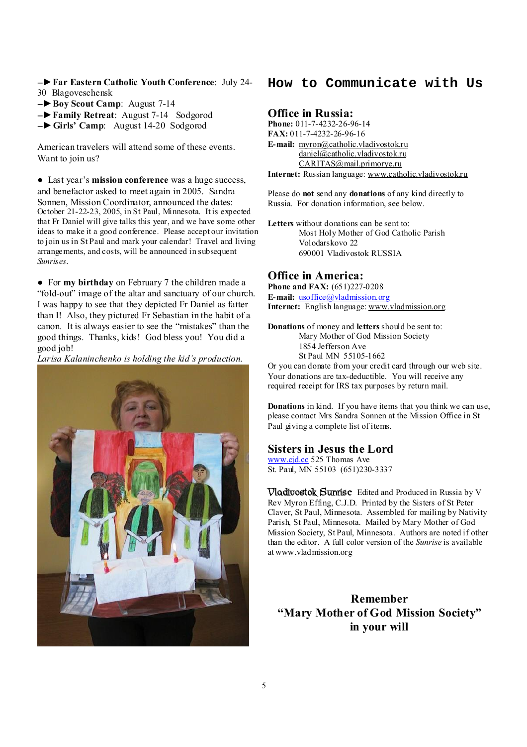--► **Far Eastern Catholic Youth Conference**: July 24-30 Blagoveschensk
--► **Boy Scout Camp**: August 7-14
--► **Family Retreat**: August 7-14 Sodgorod
--► **Girls' Camp**: August 14-20 Sodgorod

American travelers will attend some of these events. Want to join us?

● Last year's **mission conference** was a huge success, and benefactor asked to meet again in 2005. Sandra Sonnen, Mission Coordinator, announced the dates: October 21-22-23, 2005, in St Paul, Minnesota. It is expected that Fr Daniel will give talks this year, and we have some other ideas to make it a good conference. Please accept our invitation to join us in St Paul and mark your calendar! Travel and living arrangements, and costs, will be announced in subsequent *Sunrises*.

● For **my birthday** on February 7 the children made a "fold-out" image of the altar and sanctuary of our church. I was happy to see that they depicted Fr Daniel as fatter than I! Also, they pictured Fr Sebastian in the habit of a canon. It is always easier to see the "mistakes" than the good things. Thanks, kids! God bless you! You did a good job!

*Larisa Kalaninchenko is holding the kid's production.*

# How to Communicate with Us

## Office in Russia:

**Phone:** 011-7-4232-26-96-14
**FAX:** 011-7-4232-26-96-16
**E-mail:** myron@catholic.vladivostok.ru
daniel@catholic.vladivostok.ru
CARITAS@mail.primorye.ru
**Internet:** Russian language: www.catholic.vladivostok.ru

Please do **not** send any **donations** of any kind directly to Russia. For donation information, see below.

**Letters** without donations can be sent to:
Most Holy Mother of God Catholic Parish
Volodarskovo 22
690001 Vladivostok RUSSIA

## Office in America:

**Phone and FAX:** (651)227-0208
**E-mail:** usoffice@vladmission.org
**Internet:** English language: www.vladmission.org

**Donations** of money and **letters** should be sent to:
Mary Mother of God Mission Society
1854 Jefferson Ave
St Paul MN 55105-1662

Or you can donate from your credit card through our web site. Your donations are tax-deductible. You will receive any required receipt for IRS tax purposes by return mail.

**Donations** in kind. If you have items that you think we can use, please contact Mrs Sandra Sonnen at the Mission Office in St Paul giving a complete list of items.

## Sisters in Jesus the Lord

www.cjd.cc 525 Thomas Ave
St. Paul, MN 55103 (651)230-3337

**Vladivostok Sunrise** Edited and Produced in Russia by V Rev Myron Effing, C.J.D. Printed by the Sisters of St Peter Claver, St Paul, Minnesota. Assembled for mailing by Nativity Parish, St Paul, Minnesota. Mailed by Mary Mother of God Mission Society, St Paul, Minnesota. Authors are noted if other than the editor. A full color version of the *Sunrise* is available at www.vladmission.org

**Remember**
**"Mary Mother of God Mission Society"**
**in your will**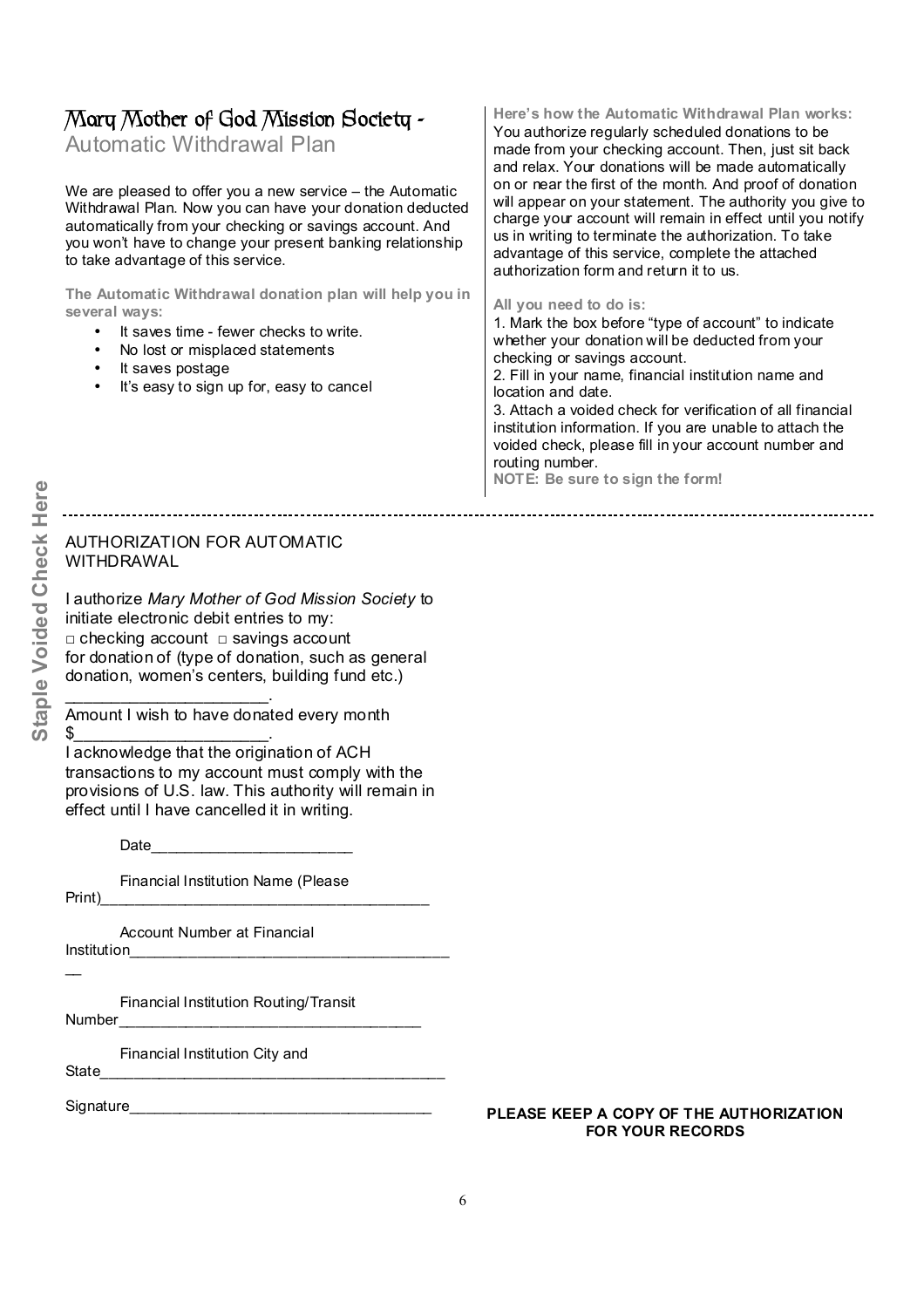# Mary Mother of God Mission Society -

## Automatic Withdrawal Plan

We are pleased to offer you a new service – the Automatic Withdrawal Plan. Now you can have your donation deducted automatically from your checking or savings account. And you won't have to change your present banking relationship to take advantage of this service.

**The Automatic Withdrawal donation plan will help you in several ways:**

- It saves time - fewer checks to write.
- No lost or misplaced statements
- It saves postage
- It's easy to sign up for, easy to cancel

**Here's how the Automatic Withdrawal Plan works:**
You authorize regularly scheduled donations to be made from your checking account. Then, just sit back and relax. Your donations will be made automatically on or near the first of the month. And proof of donation will appear on your statement. The authority you give to charge your account will remain in effect until you notify us in writing to terminate the authorization. To take advantage of this service, complete the attached authorization form and return it to us.

**All you need to do is:**
1. Mark the box before "type of account" to indicate whether your donation will be deducted from your checking or savings account.
2. Fill in your name, financial institution name and location and date.
3. Attach a voided check for verification of all financial institution information. If you are unable to attach the voided check, please fill in your account number and routing number.
**NOTE: Be sure to sign the form!**

---

**Staple Voided Check Here**

AUTHORIZATION FOR AUTOMATIC WITHDRAWAL

I authorize *Mary Mother of God Mission Society* to initiate electronic debit entries to my:
□ checking account □ savings account
for donation of (type of donation, such as general donation, women's centers, building fund etc.)
______________________.
Amount I wish to have donated every month
$_____________________.
I acknowledge that the origination of ACH transactions to my account must comply with the provisions of U.S. law. This authority will remain in effect until I have cancelled it in writing.

Date_______________________

Financial Institution Name (Please Print)_______________________________________

Account Number at Financial Institution_________________________________________

Financial Institution Routing/Transit Number____________________________________

Financial Institution City and State__________________________________________

Signature____________________________________

**PLEASE KEEP A COPY OF THE AUTHORIZATION FOR YOUR RECORDS**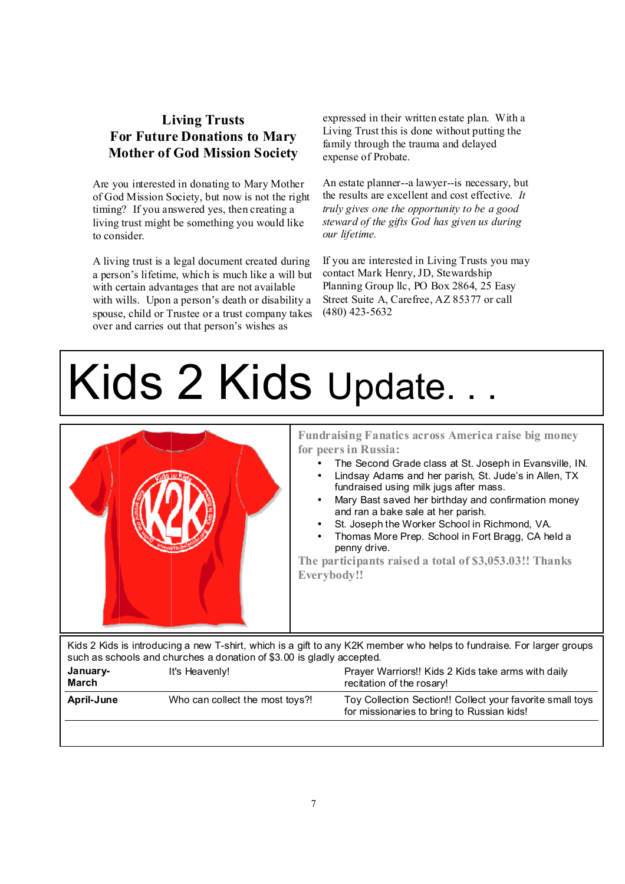## Living Trusts For Future Donations to Mary Mother of God Mission Society

Are you interested in donating to Mary Mother of God Mission Society, but now is not the right timing? If you answered yes, then creating a living trust might be something you would like to consider.

A living trust is a legal document created during a person's lifetime, which is much like a will but with certain advantages that are not available with wills. Upon a person's death or disability a spouse, child or Trustee or a trust company takes over and carries out that person's wishes as expressed in their written estate plan. With a Living Trust this is done without putting the family through the trauma and delayed expense of Probate.

An estate planner--a lawyer--is necessary, but the results are excellent and cost effective. *It truly gives one the opportunity to be a good steward of the gifts God has given us during our lifetime.*

If you are interested in Living Trusts you may contact Mark Henry, JD, Stewardship Planning Group llc, PO Box 2864, 25 Easy Street Suite A, Carefree, AZ 85377 or call (480) 423-5632

# Kids 2 Kids Update. . .

**Fundraising Fanatics across America raise big money for peers in Russia:**

- The Second Grade class at St. Joseph in Evansville, IN.
- Lindsay Adams and her parish, St. Jude's in Allen, TX fundraised using milk jugs after mass.
- Mary Bast saved her birthday and confirmation money and ran a bake sale at her parish.
- St. Joseph the Worker School in Richmond, VA.
- Thomas More Prep. School in Fort Bragg, CA held a penny drive.

**The participants raised a total of $3,053.03!! Thanks Everybody!!**

Kids 2 Kids is introducing a new T-shirt, which is a gift to any K2K member who helps to fundraise. For larger groups such as schools and churches a donation of $3.00 is gladly accepted.

| | | |
|---|---|---|
| **January-March** | It's Heavenly! | Prayer Warriors!! Kids 2 Kids take arms with daily recitation of the rosary! |
| **April-June** | Who can collect the most toys?! | Toy Collection Section!! Collect your favorite small toys for missionaries to bring to Russian kids! |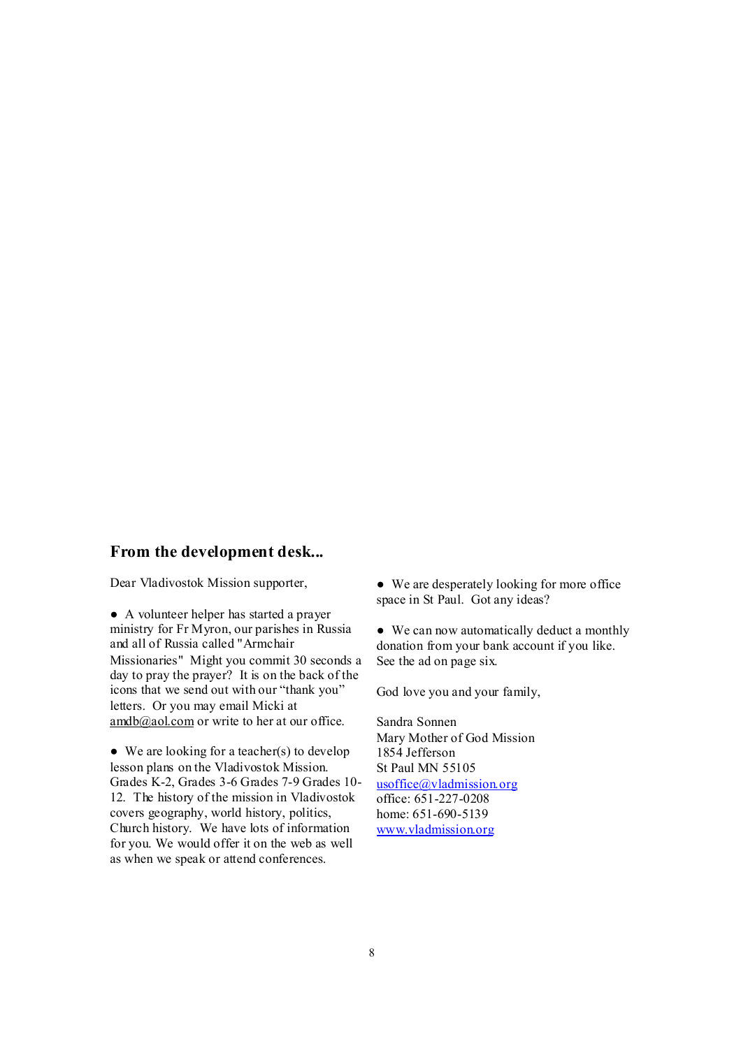## From the development desk...

Dear Vladivostok Mission supporter,

● A volunteer helper has started a prayer ministry for Fr Myron, our parishes in Russia and all of Russia called "Armchair Missionaries" Might you commit 30 seconds a day to pray the prayer? It is on the back of the icons that we send out with our "thank you" letters. Or you may email Micki at amdb@aol.com or write to her at our office.

● We are looking for a teacher(s) to develop lesson plans on the Vladivostok Mission. Grades K-2, Grades 3-6 Grades 7-9 Grades 10-12. The history of the mission in Vladivostok covers geography, world history, politics, Church history. We have lots of information for you. We would offer it on the web as well as when we speak or attend conferences.

● We are desperately looking for more office space in St Paul. Got any ideas?

● We can now automatically deduct a monthly donation from your bank account if you like. See the ad on page six.

God love you and your family,

Sandra Sonnen
Mary Mother of God Mission
1854 Jefferson
St Paul MN 55105
usoffice@vladmission.org
office: 651-227-0208
home: 651-690-5139
www.vladmission.org